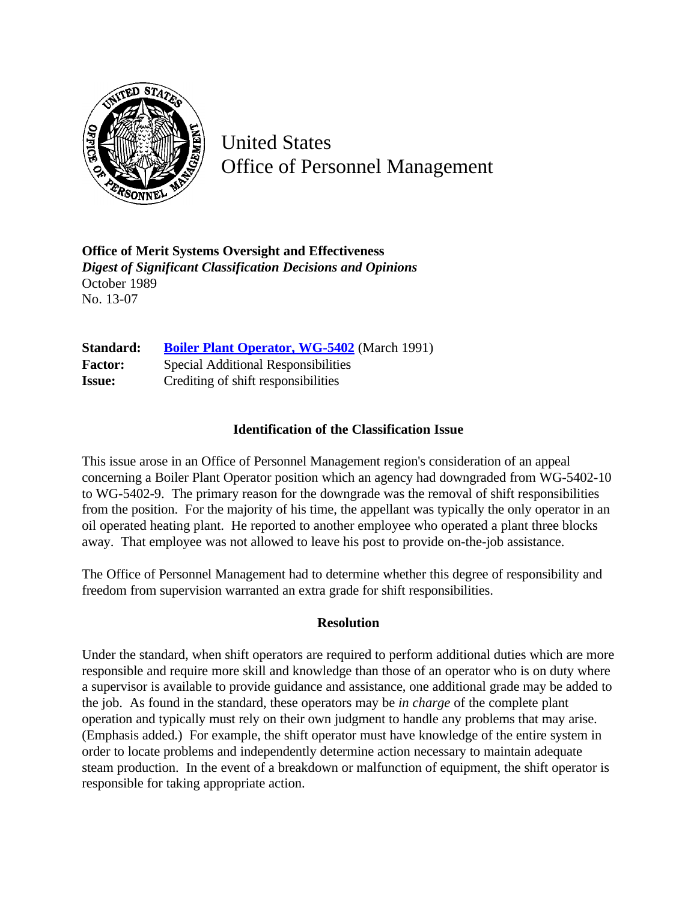United States
Office of Personnel Management

**Office of Merit Systems Oversight and Effectiveness**
***Digest of Significant Classification Decisions and Opinions***
October 1989
No. 13-07

| | |
|---|---|
| **Standard:** | **Boiler Plant Operator, WG-5402** (March 1991) |
| **Factor:** | Special Additional Responsibilities |
| **Issue:** | Crediting of shift responsibilities |

## Identification of the Classification Issue

This issue arose in an Office of Personnel Management region's consideration of an appeal concerning a Boiler Plant Operator position which an agency had downgraded from WG-5402-10 to WG-5402-9. The primary reason for the downgrade was the removal of shift responsibilities from the position. For the majority of his time, the appellant was typically the only operator in an oil operated heating plant. He reported to another employee who operated a plant three blocks away. That employee was not allowed to leave his post to provide on-the-job assistance.

The Office of Personnel Management had to determine whether this degree of responsibility and freedom from supervision warranted an extra grade for shift responsibilities.

## Resolution

Under the standard, when shift operators are required to perform additional duties which are more responsible and require more skill and knowledge than those of an operator who is on duty where a supervisor is available to provide guidance and assistance, one additional grade may be added to the job. As found in the standard, these operators may be *in charge* of the complete plant operation and typically must rely on their own judgment to handle any problems that may arise. (Emphasis added.) For example, the shift operator must have knowledge of the entire system in order to locate problems and independently determine action necessary to maintain adequate steam production. In the event of a breakdown or malfunction of equipment, the shift operator is responsible for taking appropriate action.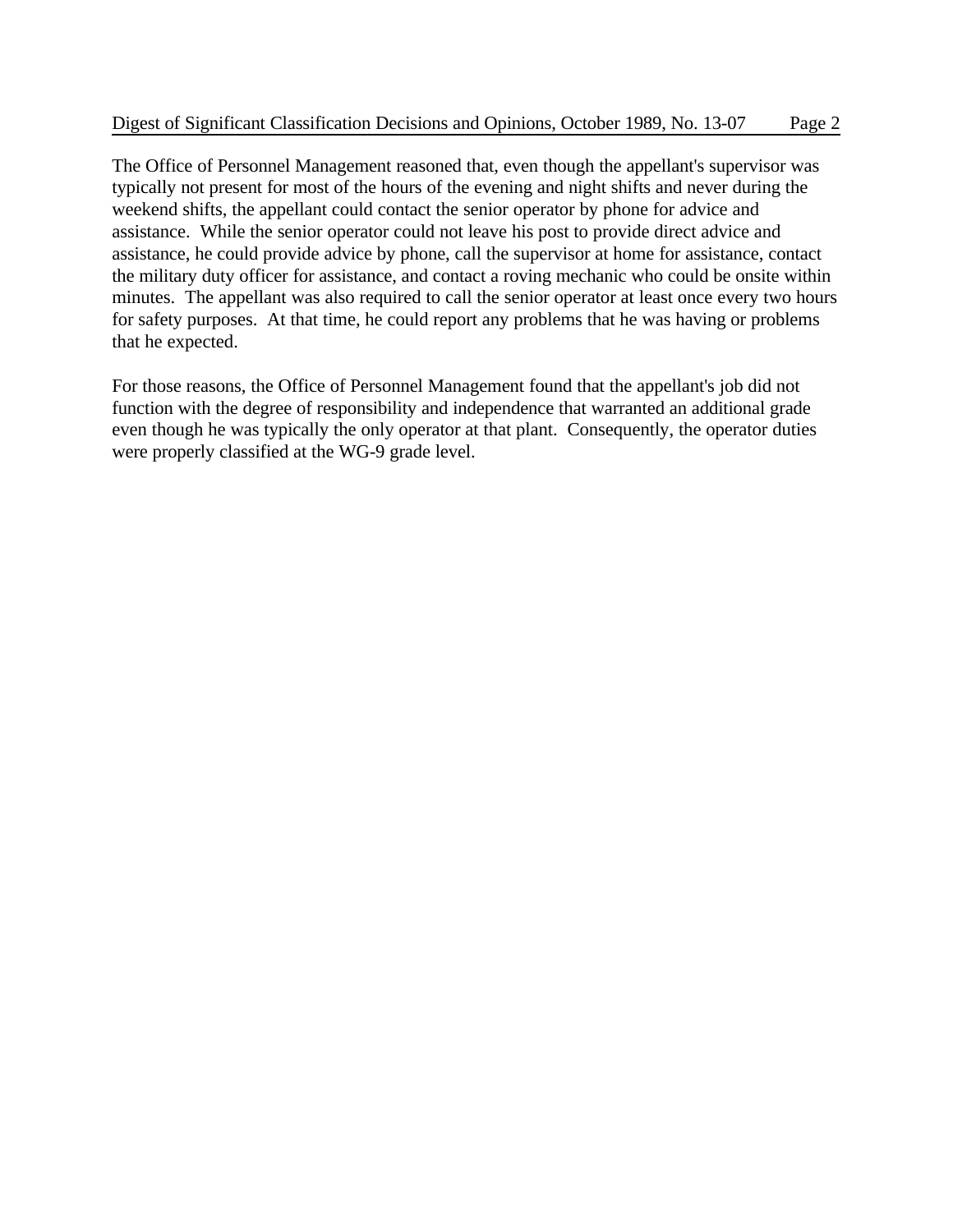The Office of Personnel Management reasoned that, even though the appellant's supervisor was typically not present for most of the hours of the evening and night shifts and never during the weekend shifts, the appellant could contact the senior operator by phone for advice and assistance. While the senior operator could not leave his post to provide direct advice and assistance, he could provide advice by phone, call the supervisor at home for assistance, contact the military duty officer for assistance, and contact a roving mechanic who could be onsite within minutes. The appellant was also required to call the senior operator at least once every two hours for safety purposes. At that time, he could report any problems that he was having or problems that he expected.

For those reasons, the Office of Personnel Management found that the appellant's job did not function with the degree of responsibility and independence that warranted an additional grade even though he was typically the only operator at that plant. Consequently, the operator duties were properly classified at the WG-9 grade level.